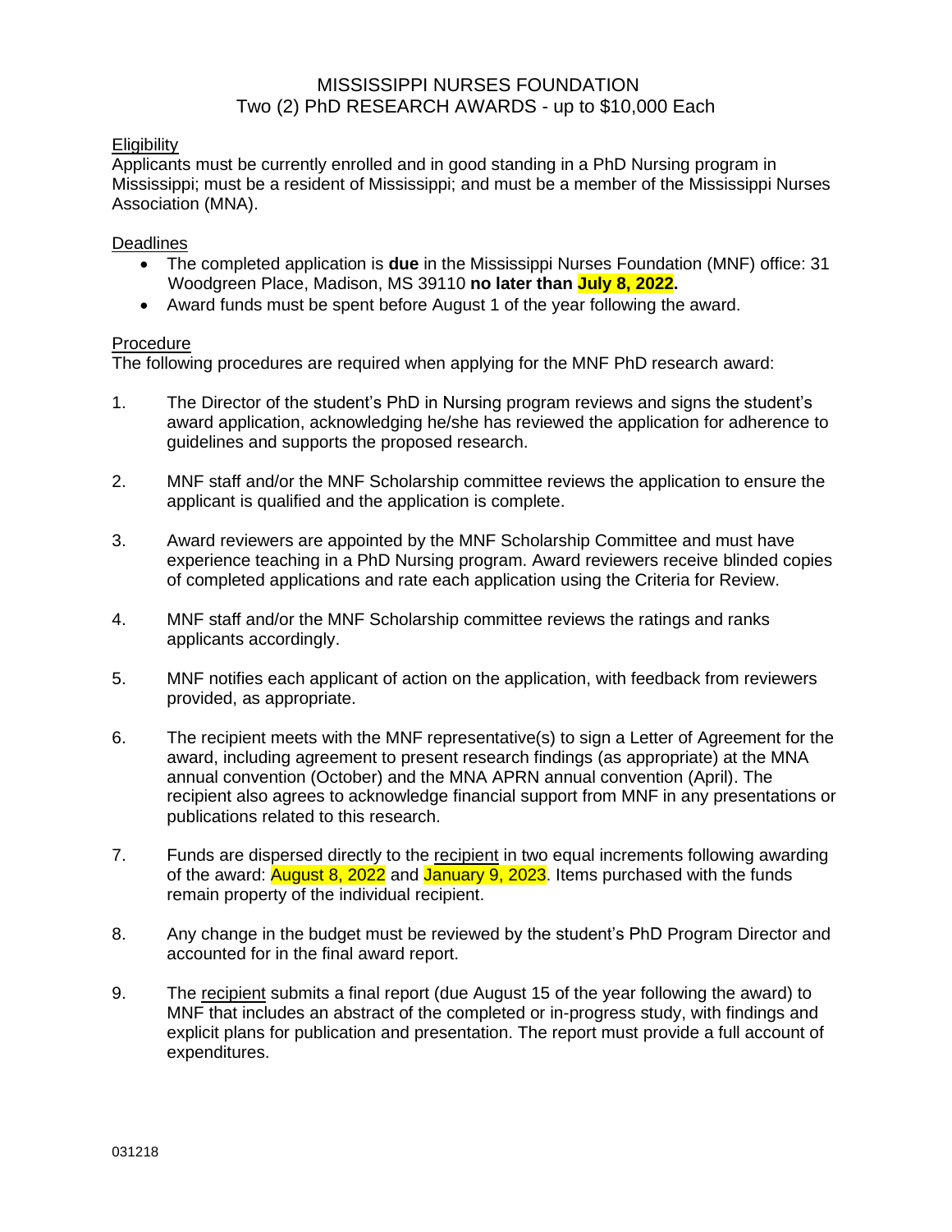# MISSISSIPPI NURSES FOUNDATION
## Two (2) PhD RESEARCH AWARDS - up to $10,000 Each

Eligibility

Applicants must be currently enrolled and in good standing in a PhD Nursing program in Mississippi; must be a resident of Mississippi; and must be a member of the Mississippi Nurses Association (MNA).

Deadlines

- The completed application is **due** in the Mississippi Nurses Foundation (MNF) office: 31 Woodgreen Place, Madison, MS 39110 **no later than July 8, 2022.**
- Award funds must be spent before August 1 of the year following the award.

Procedure

The following procedures are required when applying for the MNF PhD research award:

1. The Director of the student's PhD in Nursing program reviews and signs the student's award application, acknowledging he/she has reviewed the application for adherence to guidelines and supports the proposed research.

2. MNF staff and/or the MNF Scholarship committee reviews the application to ensure the applicant is qualified and the application is complete.

3. Award reviewers are appointed by the MNF Scholarship Committee and must have experience teaching in a PhD Nursing program. Award reviewers receive blinded copies of completed applications and rate each application using the Criteria for Review.

4. MNF staff and/or the MNF Scholarship committee reviews the ratings and ranks applicants accordingly.

5. MNF notifies each applicant of action on the application, with feedback from reviewers provided, as appropriate.

6. The recipient meets with the MNF representative(s) to sign a Letter of Agreement for the award, including agreement to present research findings (as appropriate) at the MNA annual convention (October) and the MNA APRN annual convention (April). The recipient also agrees to acknowledge financial support from MNF in any presentations or publications related to this research.

7. Funds are dispersed directly to the recipient in two equal increments following awarding of the award: August 8, 2022 and January 9, 2023. Items purchased with the funds remain property of the individual recipient.

8. Any change in the budget must be reviewed by the student's PhD Program Director and accounted for in the final award report.

9. The recipient submits a final report (due August 15 of the year following the award) to MNF that includes an abstract of the completed or in-progress study, with findings and explicit plans for publication and presentation. The report must provide a full account of expenditures.

031218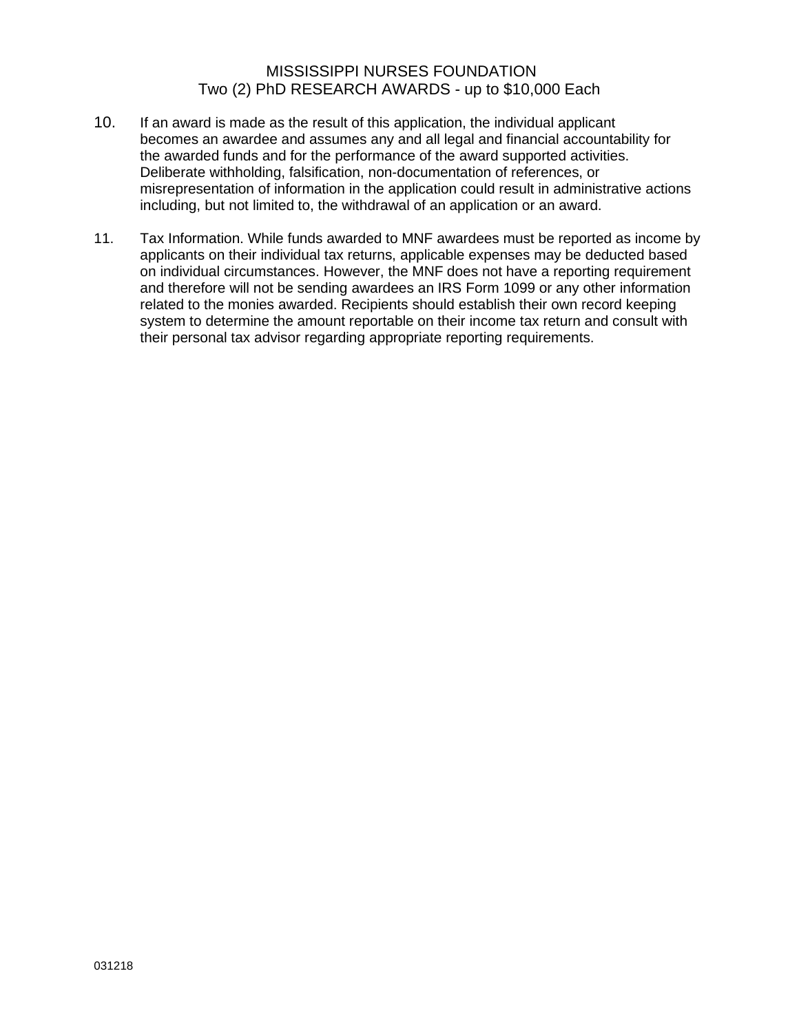MISSISSIPPI NURSES FOUNDATION
Two (2) PhD RESEARCH AWARDS - up to $10,000 Each

10. If an award is made as the result of this application, the individual applicant becomes an awardee and assumes any and all legal and financial accountability for the awarded funds and for the performance of the award supported activities. Deliberate withholding, falsification, non-documentation of references, or misrepresentation of information in the application could result in administrative actions including, but not limited to, the withdrawal of an application or an award.

11. Tax Information. While funds awarded to MNF awardees must be reported as income by applicants on their individual tax returns, applicable expenses may be deducted based on individual circumstances. However, the MNF does not have a reporting requirement and therefore will not be sending awardees an IRS Form 1099 or any other information related to the monies awarded. Recipients should establish their own record keeping system to determine the amount reportable on their income tax return and consult with their personal tax advisor regarding appropriate reporting requirements.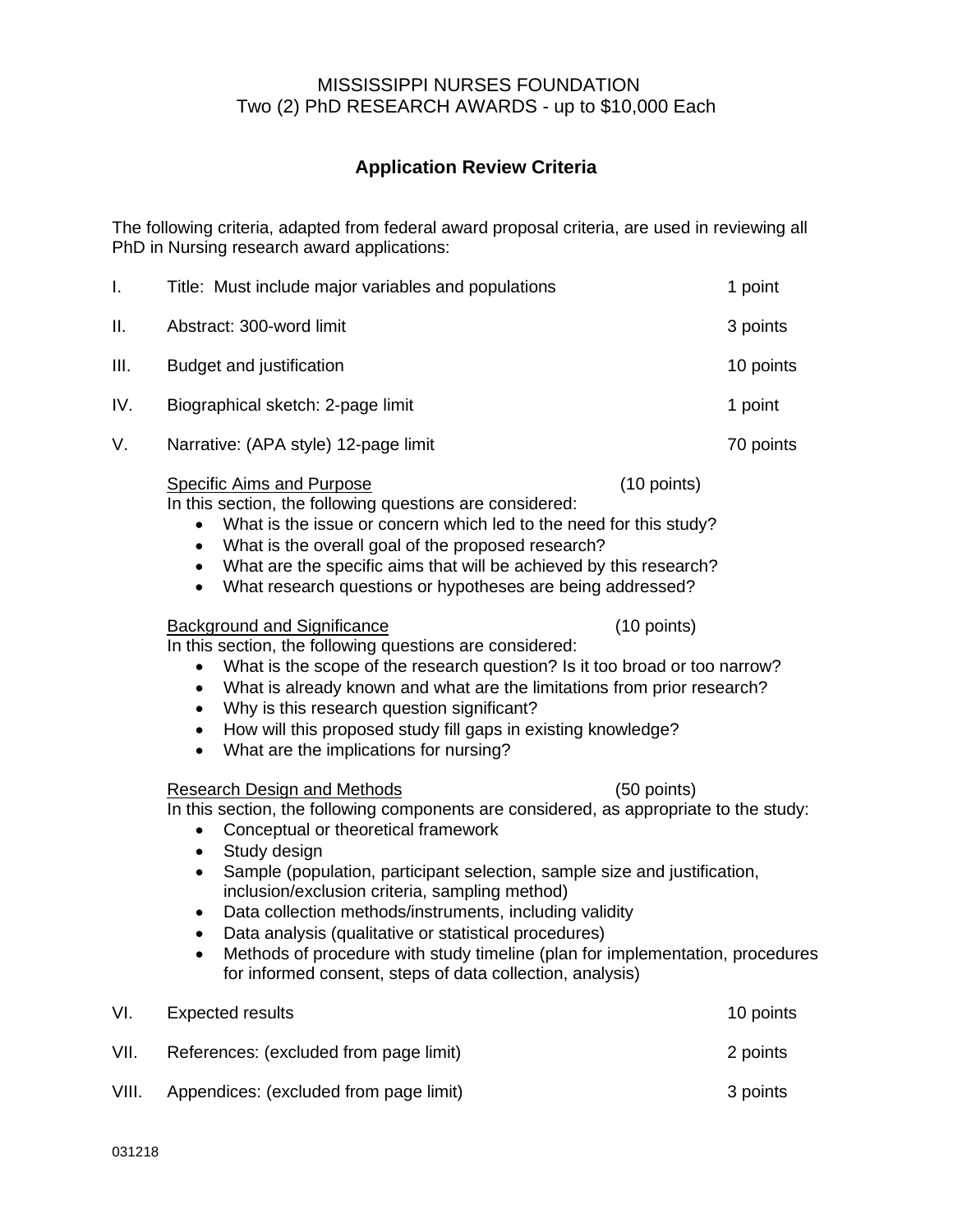MISSISSIPPI NURSES FOUNDATION
Two (2) PhD RESEARCH AWARDS - up to $10,000 Each

## Application Review Criteria

The following criteria, adapted from federal award proposal criteria, are used in reviewing all PhD in Nursing research award applications:

| | | |
|---|---|---|
| I. | Title: Must include major variables and populations | 1 point |
| II. | Abstract: 300-word limit | 3 points |
| III. | Budget and justification | 10 points |
| IV. | Biographical sketch: 2-page limit | 1 point |
| V. | Narrative: (APA style) 12-page limit | 70 points |

Specific Aims and Purpose (10 points)
In this section, the following questions are considered:

- What is the issue or concern which led to the need for this study?
- What is the overall goal of the proposed research?
- What are the specific aims that will be achieved by this research?
- What research questions or hypotheses are being addressed?

Background and Significance (10 points)
In this section, the following questions are considered:

- What is the scope of the research question? Is it too broad or too narrow?
- What is already known and what are the limitations from prior research?
- Why is this research question significant?
- How will this proposed study fill gaps in existing knowledge?
- What are the implications for nursing?

Research Design and Methods (50 points)
In this section, the following components are considered, as appropriate to the study:

- Conceptual or theoretical framework
- Study design
- Sample (population, participant selection, sample size and justification, inclusion/exclusion criteria, sampling method)
- Data collection methods/instruments, including validity
- Data analysis (qualitative or statistical procedures)
- Methods of procedure with study timeline (plan for implementation, procedures for informed consent, steps of data collection, analysis)

| | | |
|---|---|---|
| VI. | Expected results | 10 points |
| VII. | References: (excluded from page limit) | 2 points |
| VIII. | Appendices: (excluded from page limit) | 3 points |

031218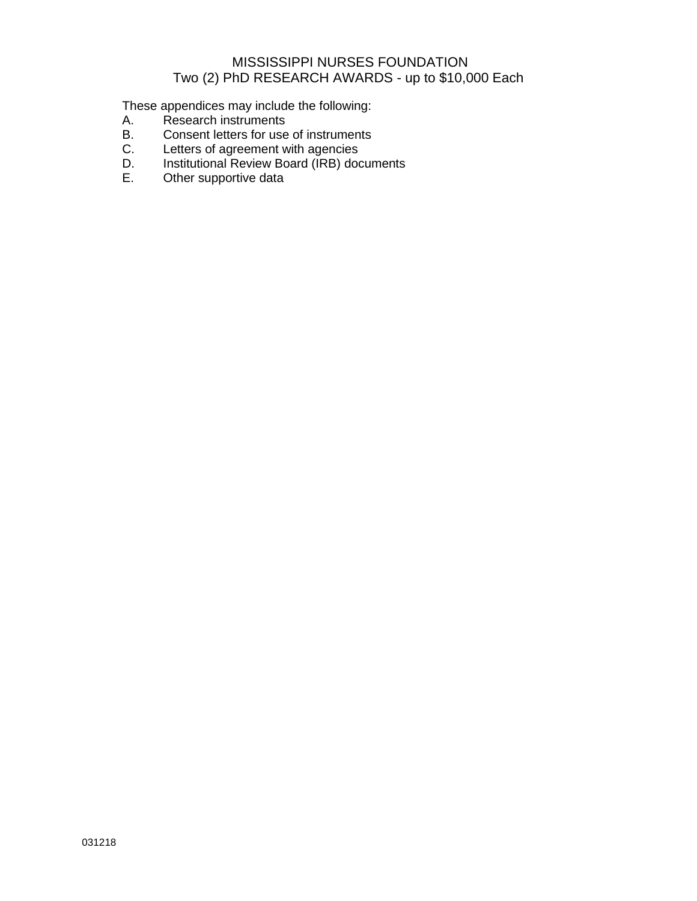MISSISSIPPI NURSES FOUNDATION
Two (2) PhD RESEARCH AWARDS - up to $10,000 Each

These appendices may include the following:

A. Research instruments
B. Consent letters for use of instruments
C. Letters of agreement with agencies
D. Institutional Review Board (IRB) documents
E. Other supportive data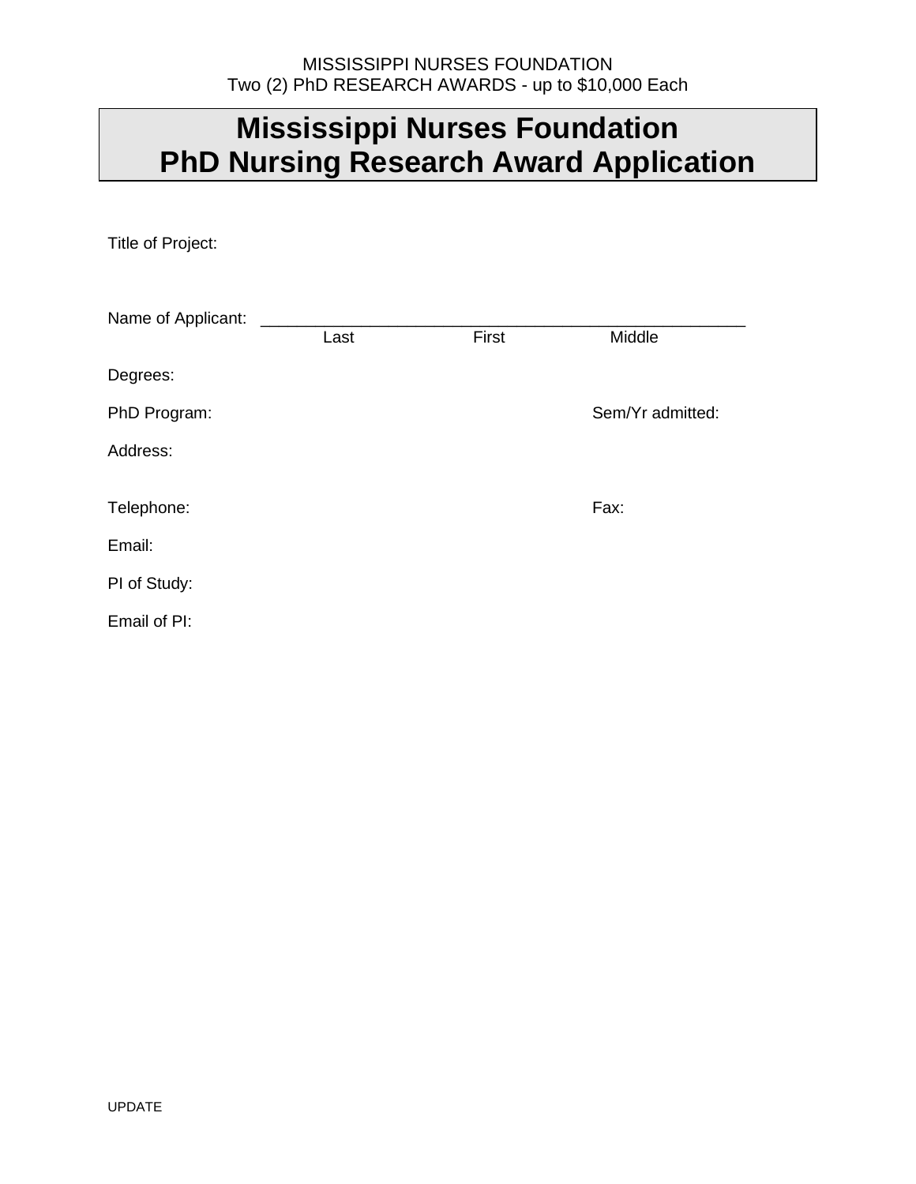MISSISSIPPI NURSES FOUNDATION
Two (2) PhD RESEARCH AWARDS - up to $10,000 Each

# Mississippi Nurses Foundation
# PhD Nursing Research Award Application

Title of Project:

Name of Applicant: ____________________________________________________
Last First Middle

Degrees:

PhD Program: Sem/Yr admitted:

Address:

Telephone: Fax:

Email:

PI of Study:

Email of PI:

UPDATE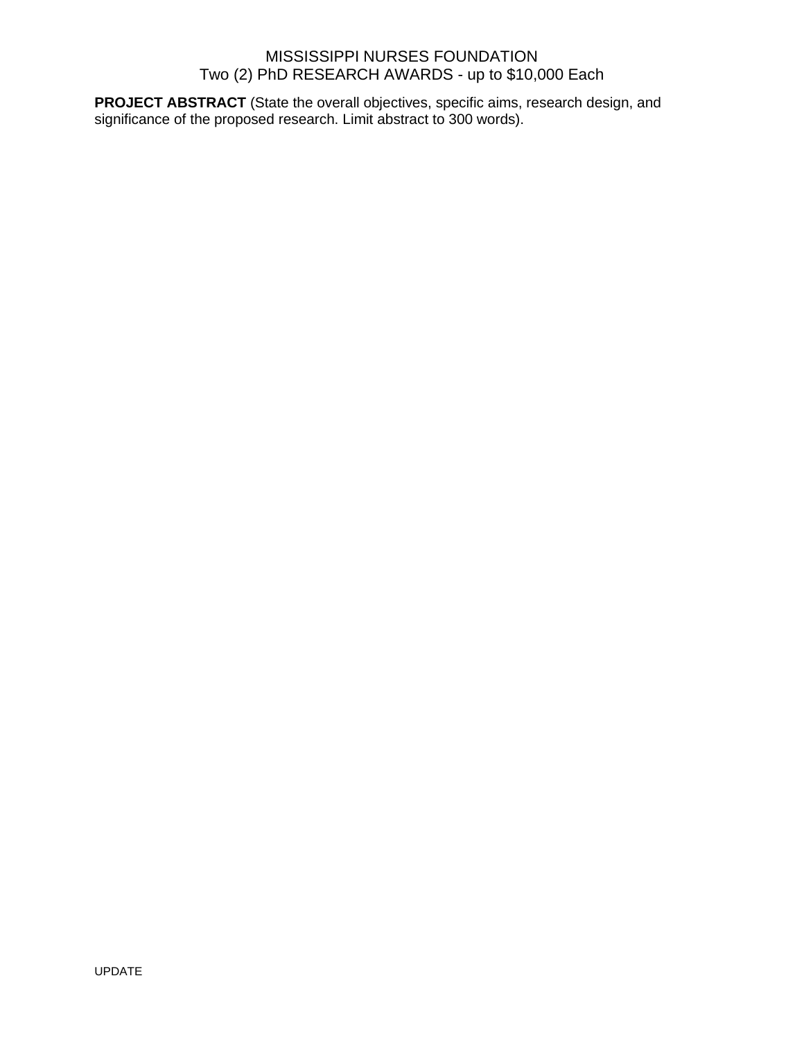MISSISSIPPI NURSES FOUNDATION
Two (2) PhD RESEARCH AWARDS - up to $10,000 Each

**PROJECT ABSTRACT** (State the overall objectives, specific aims, research design, and significance of the proposed research. Limit abstract to 300 words).

UPDATE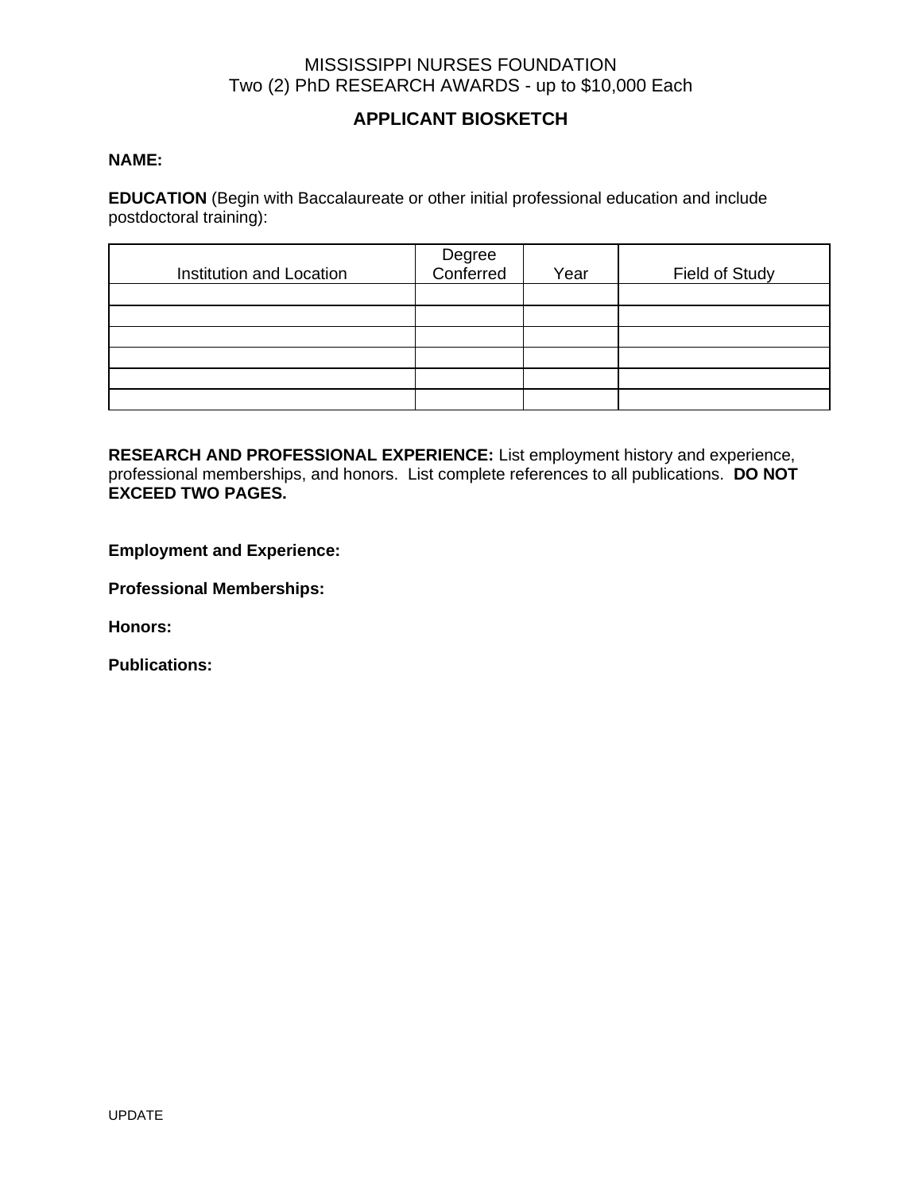MISSISSIPPI NURSES FOUNDATION
Two (2) PhD RESEARCH AWARDS - up to $10,000 Each

## APPLICANT BIOSKETCH

**NAME:**

**EDUCATION** (Begin with Baccalaureate or other initial professional education and include postdoctoral training):

| Institution and Location | Degree Conferred | Year | Field of Study |
|---|---|---|---|
| | | | |
| | | | |
| | | | |
| | | | |
| | | | |
| | | | |

**RESEARCH AND PROFESSIONAL EXPERIENCE:** List employment history and experience, professional memberships, and honors. List complete references to all publications. **DO NOT EXCEED TWO PAGES.**

**Employment and Experience:**

**Professional Memberships:**

**Honors:**

**Publications:**

UPDATE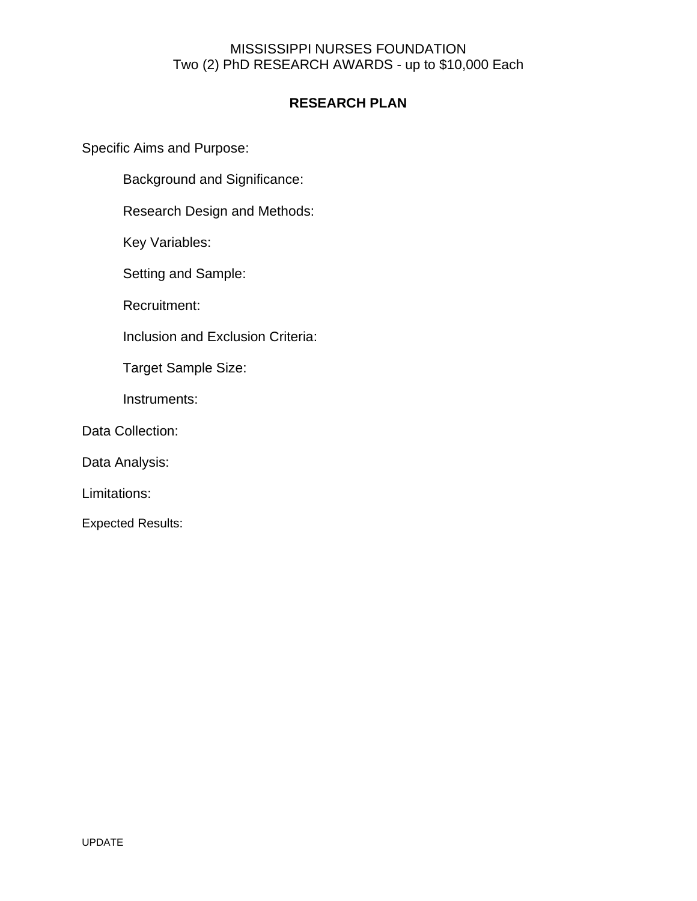MISSISSIPPI NURSES FOUNDATION
Two (2) PhD RESEARCH AWARDS - up to $10,000 Each

## RESEARCH PLAN

Specific Aims and Purpose:

Background and Significance:

Research Design and Methods:

Key Variables:

Setting and Sample:

Recruitment:

Inclusion and Exclusion Criteria:

Target Sample Size:

Instruments:

Data Collection:

Data Analysis:

Limitations:

Expected Results:

UPDATE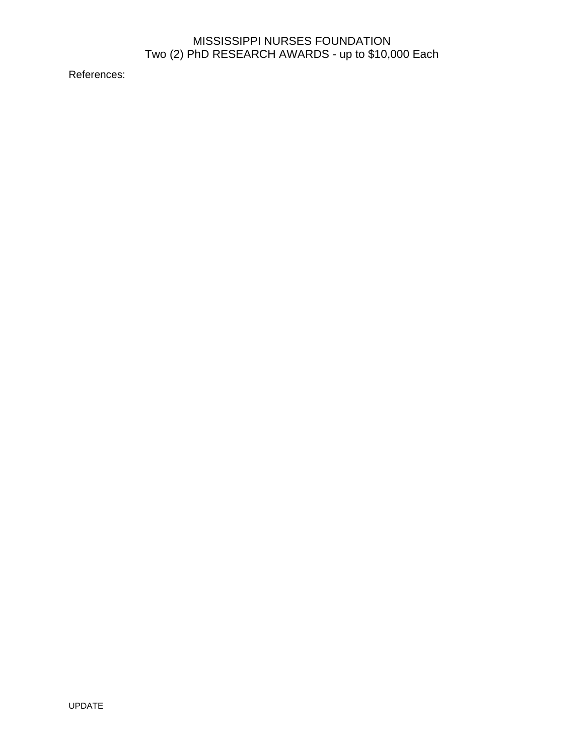References: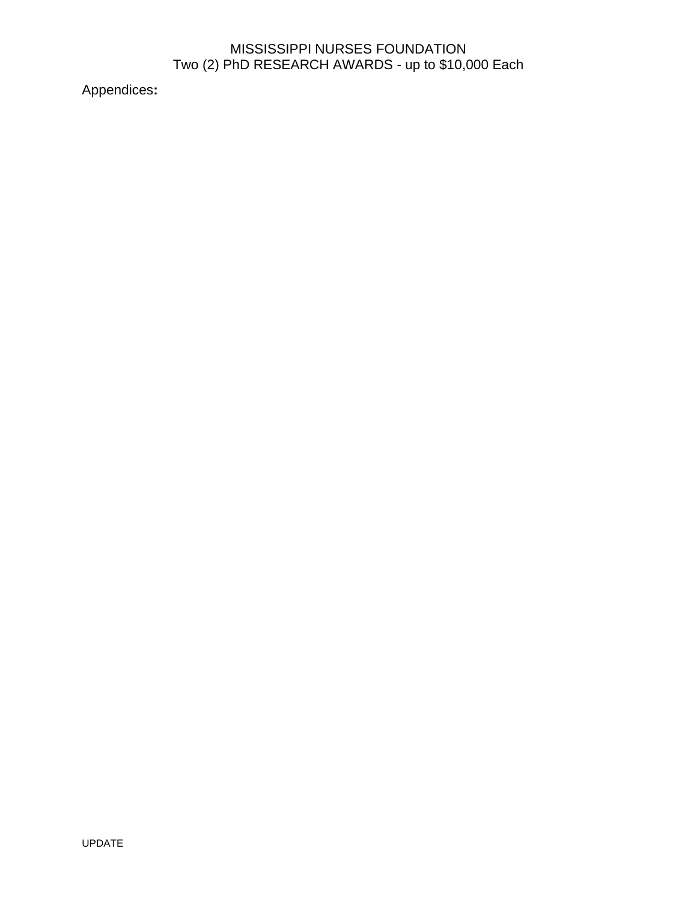MISSISSIPPI NURSES FOUNDATION
Two (2) PhD RESEARCH AWARDS - up to $10,000 Each

Appendices**:**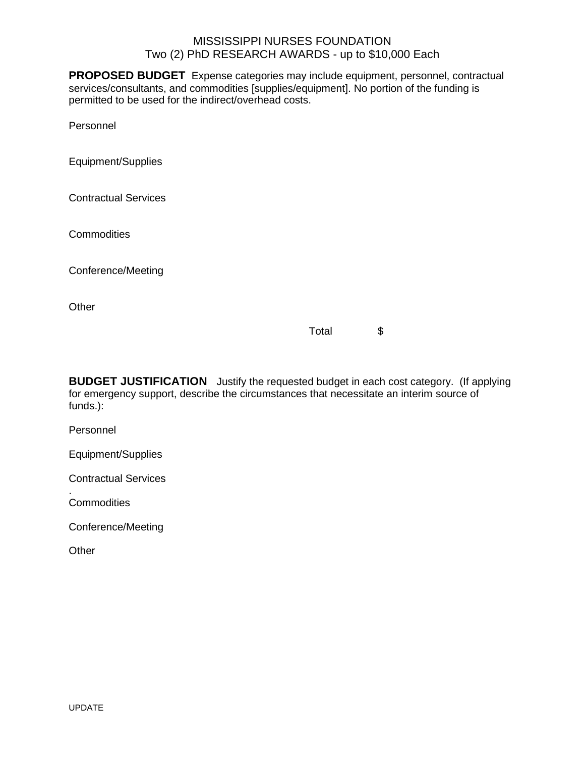MISSISSIPPI NURSES FOUNDATION
Two (2) PhD RESEARCH AWARDS - up to $10,000 Each

**PROPOSED BUDGET** Expense categories may include equipment, personnel, contractual services/consultants, and commodities [supplies/equipment]. No portion of the funding is permitted to be used for the indirect/overhead costs.

Personnel

Equipment/Supplies

Contractual Services

Commodities

Conference/Meeting

Other

Total $

**BUDGET JUSTIFICATION** Justify the requested budget in each cost category. (If applying for emergency support, describe the circumstances that necessitate an interim source of funds.):

Personnel

Equipment/Supplies

Contractual Services
.
Commodities

Conference/Meeting

Other

UPDATE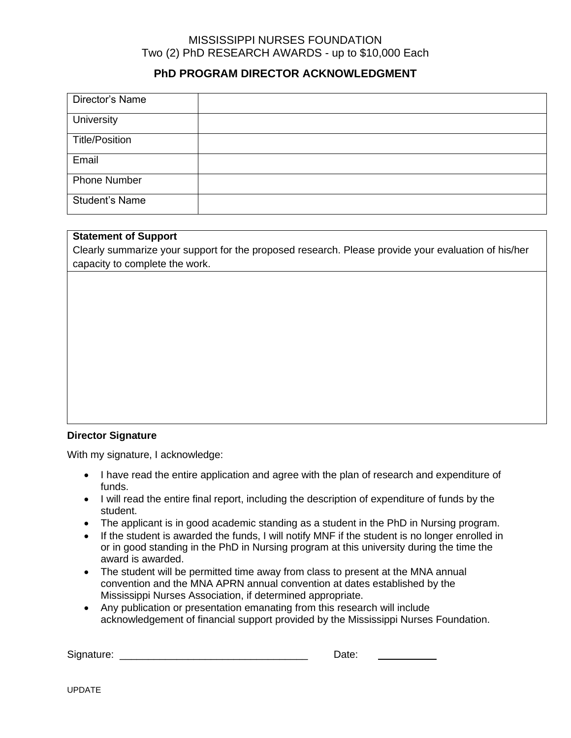MISSISSIPPI NURSES FOUNDATION
Two (2) PhD RESEARCH AWARDS - up to $10,000 Each

## PhD PROGRAM DIRECTOR ACKNOWLEDGMENT

| Director's Name | |
|---|---|
| University | |
| Title/Position | |
| Email | |
| Phone Number | |
| Student's Name | |

| **Statement of Support**<br>Clearly summarize your support for the proposed research. Please provide your evaluation of his/her capacity to complete the work. |
|---|
| |

**Director Signature**

With my signature, I acknowledge:

- I have read the entire application and agree with the plan of research and expenditure of funds.
- I will read the entire final report, including the description of expenditure of funds by the student.
- The applicant is in good academic standing as a student in the PhD in Nursing program.
- If the student is awarded the funds, I will notify MNF if the student is no longer enrolled in or in good standing in the PhD in Nursing program at this university during the time the award is awarded.
- The student will be permitted time away from class to present at the MNA annual convention and the MNA APRN annual convention at dates established by the Mississippi Nurses Association, if determined appropriate.
- Any publication or presentation emanating from this research will include acknowledgement of financial support provided by the Mississippi Nurses Foundation.

Signature: ________________________________ Date: __________

UPDATE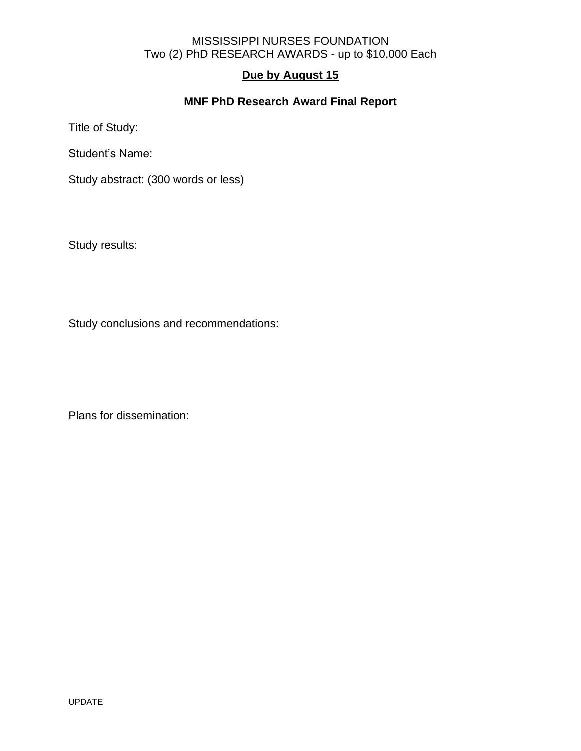MISSISSIPPI NURSES FOUNDATION
Two (2) PhD RESEARCH AWARDS - up to $10,000 Each

**Due by August 15**

## MNF PhD Research Award Final Report

Title of Study:

Student's Name:

Study abstract: (300 words or less)

Study results:

Study conclusions and recommendations:

Plans for dissemination:

UPDATE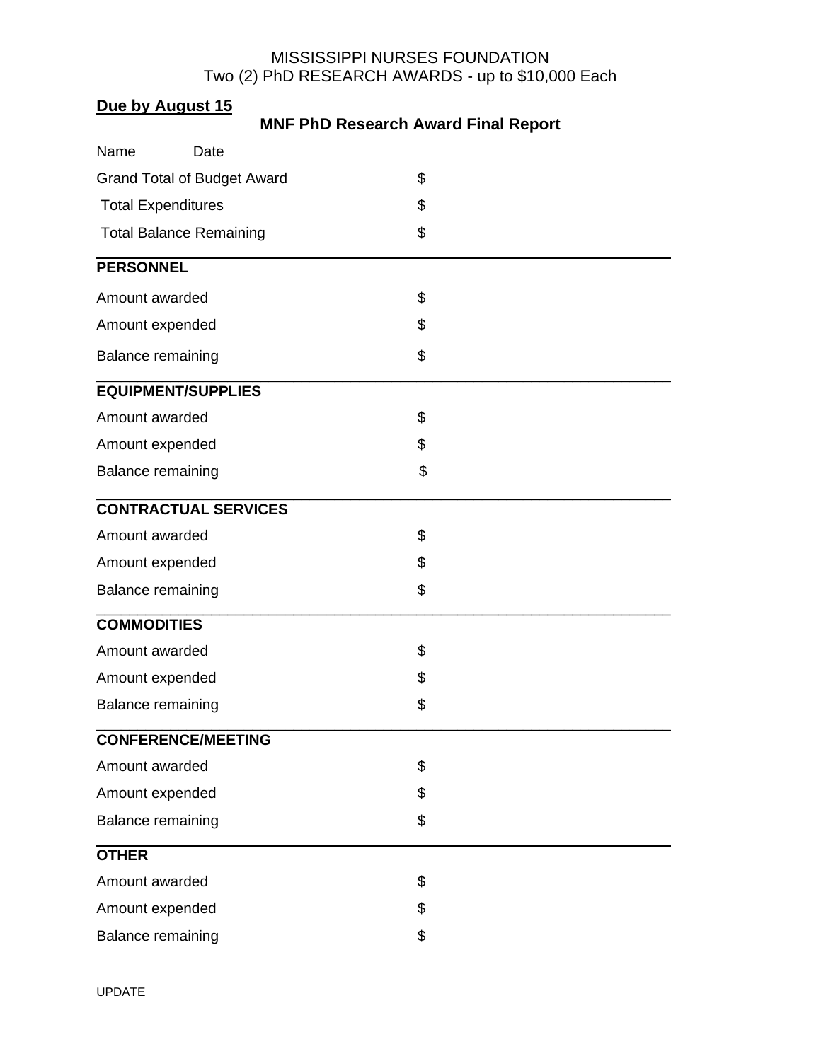MISSISSIPPI NURSES FOUNDATION
Two (2) PhD RESEARCH AWARDS - up to $10,000 Each

**Due by August 15**

**MNF PhD Research Award Final Report**

Name Date

| | |
|---|---|
| Grand Total of Budget Award | $ |
| Total Expenditures | $ |
| Total Balance Remaining | $ |

**PERSONNEL**

| | |
|---|---|
| Amount awarded | $ |
| Amount expended | $ |
| Balance remaining | $ |

**EQUIPMENT/SUPPLIES**

| | |
|---|---|
| Amount awarded | $ |
| Amount expended | $ |
| Balance remaining | $ |

**CONTRACTUAL SERVICES**

| | |
|---|---|
| Amount awarded | $ |
| Amount expended | $ |
| Balance remaining | $ |

**COMMODITIES**

| | |
|---|---|
| Amount awarded | $ |
| Amount expended | $ |
| Balance remaining | $ |

**CONFERENCE/MEETING**

| | |
|---|---|
| Amount awarded | $ |
| Amount expended | $ |
| Balance remaining | $ |

**OTHER**

| | |
|---|---|
| Amount awarded | $ |
| Amount expended | $ |
| Balance remaining | $ |

UPDATE